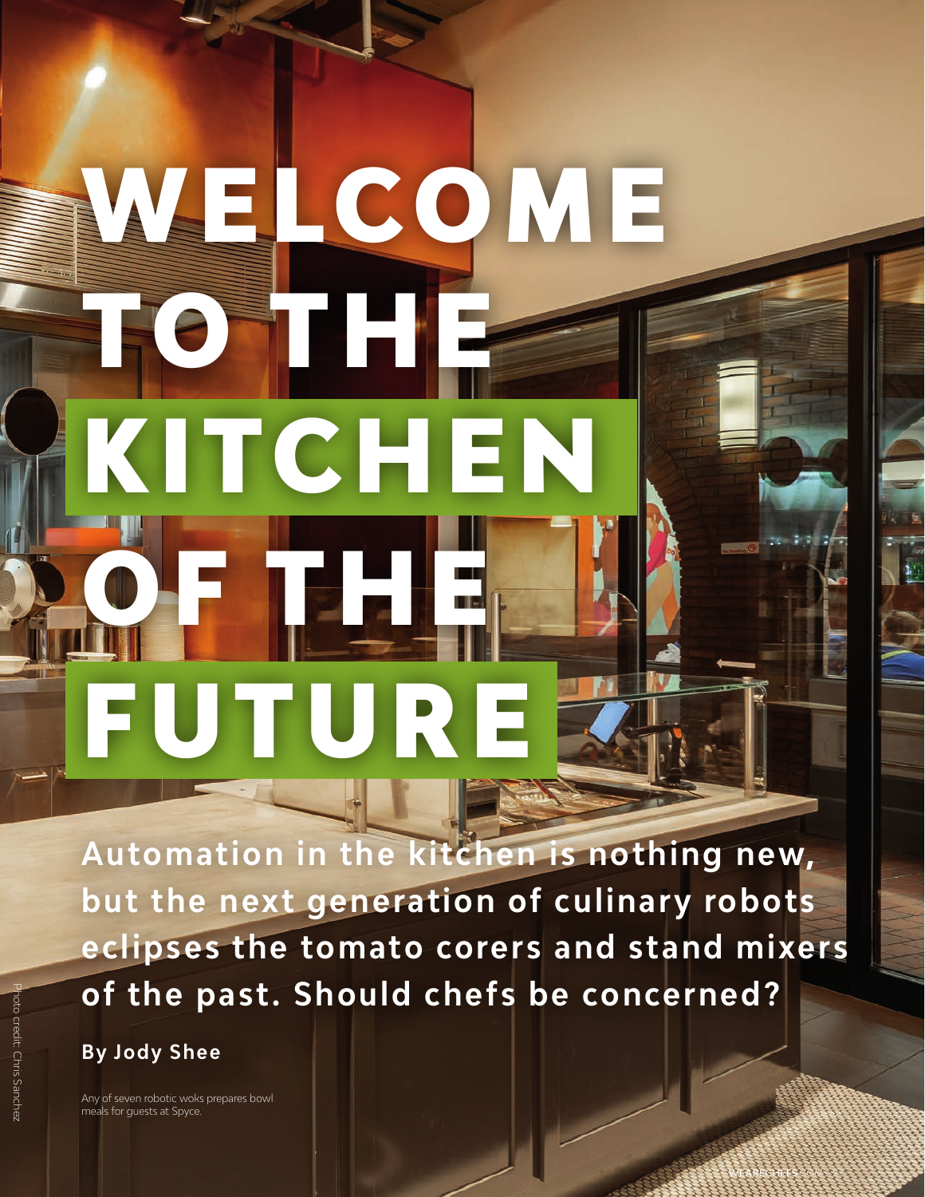# WELCOME TO THE KITCHEN OF THE FUTURE

**Automation in the kitchen is nothing new, but the next generation of culinary robots eclipses the tomato corers and stand mixers of the past. Should chefs be concerned?**

**By Jody Shee**

Any of seven robotic woks prepares bowl meals for guests at Spyce.

Photo credit: Chris Sanchez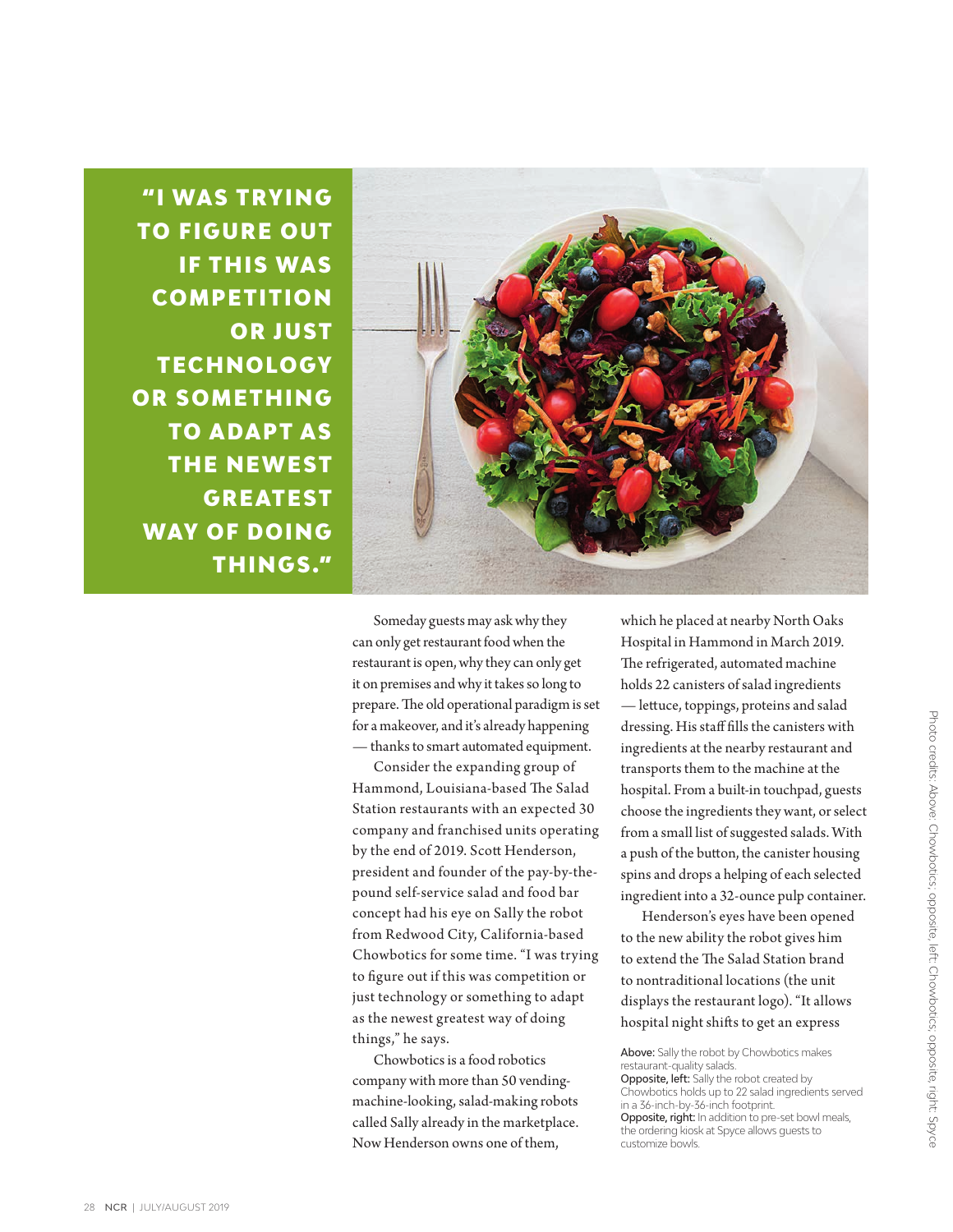> **"I WAS TRYING TO FIGURE OUT IF THIS WAS COMPETITION OR JUST TECHNOLOGY OR SOMETHING TO ADAPT AS THE NEWEST GREATEST WAY OF DOING THINGS."**

Someday guests may ask why they can only get restaurant food when the restaurant is open, why they can only get it on premises and why it takes so long to prepare. The old operational paradigm is set for a makeover, and it's already happening — thanks to smart automated equipment.

Consider the expanding group of Hammond, Louisiana-based The Salad Station restaurants with an expected 30 company and franchised units operating by the end of 2019. Scott Henderson, president and founder of the pay-by-the-pound self-service salad and food bar concept had his eye on Sally the robot from Redwood City, California-based Chowbotics for some time. "I was trying to figure out if this was competition or just technology or something to adapt as the newest greatest way of doing things," he says.

Chowbotics is a food robotics company with more than 50 vending-machine-looking, salad-making robots called Sally already in the marketplace. Now Henderson owns one of them, which he placed at nearby North Oaks Hospital in Hammond in March 2019. The refrigerated, automated machine holds 22 canisters of salad ingredients — lettuce, toppings, proteins and salad dressing. His staff fills the canisters with ingredients at the nearby restaurant and transports them to the machine at the hospital. From a built-in touchpad, guests choose the ingredients they want, or select from a small list of suggested salads. With a push of the button, the canister housing spins and drops a helping of each selected ingredient into a 32-ounce pulp container.

Henderson's eyes have been opened to the new ability the robot gives him to extend the The Salad Station brand to nontraditional locations (the unit displays the restaurant logo). "It allows hospital night shifts to get an express

**Above:** Sally the robot by Chowbotics makes restaurant-quality salads.
**Opposite, left:** Sally the robot created by Chowbotics holds up to 22 salad ingredients served in a 36-inch-by-36-inch footprint.
**Opposite, right:** In addition to pre-set bowl meals, the ordering kiosk at Spyce allows guests to customize bowls.

Photo credits: Above: Chowbotics; opposite, left: Chowbotics; opposite, right: Spyce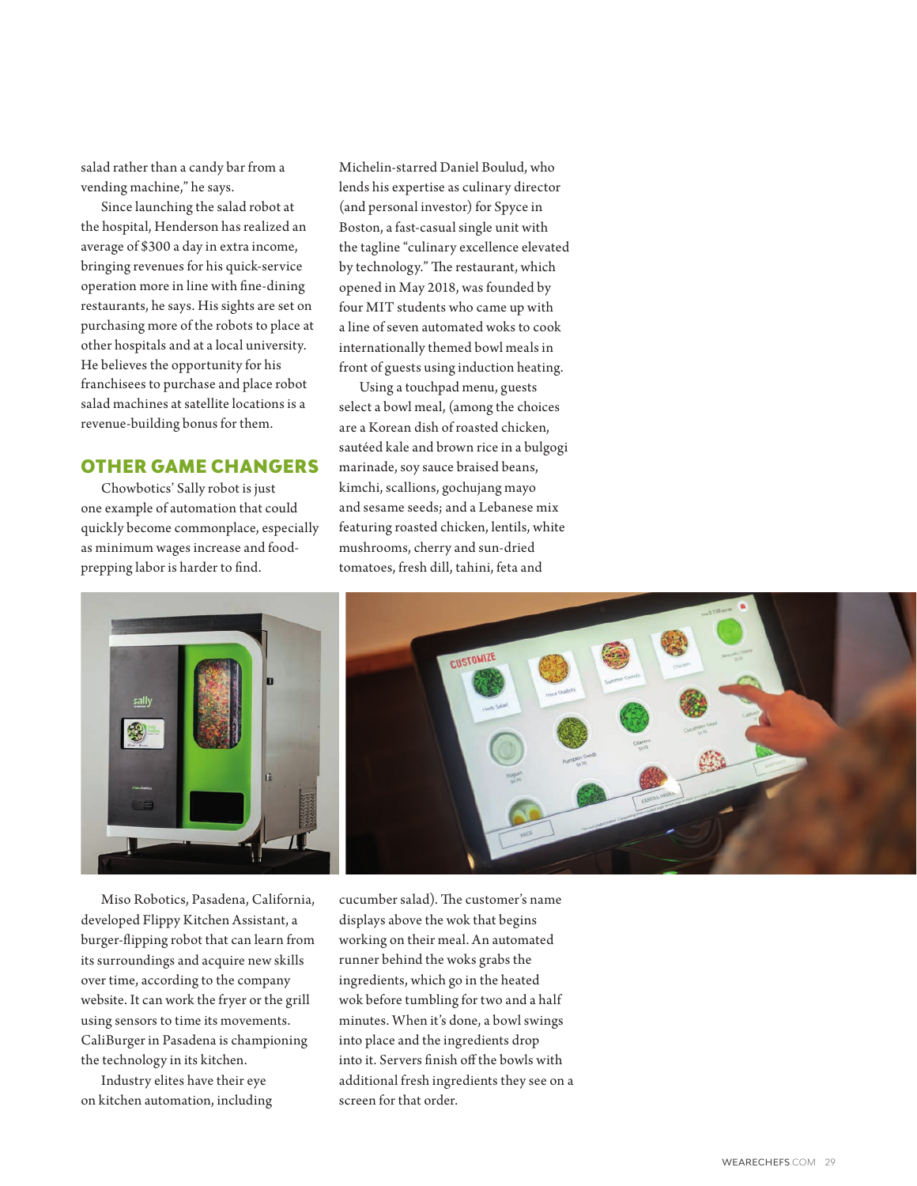salad rather than a candy bar from a vending machine," he says.

Since launching the salad robot at the hospital, Henderson has realized an average of $300 a day in extra income, bringing revenues for his quick-service operation more in line with fine-dining restaurants, he says. His sights are set on purchasing more of the robots to place at other hospitals and at a local university. He believes the opportunity for his franchisees to purchase and place robot salad machines at satellite locations is a revenue-building bonus for them.

## OTHER GAME CHANGERS

Chowbotics' Sally robot is just one example of automation that could quickly become commonplace, especially as minimum wages increase and food-prepping labor is harder to find.

Miso Robotics, Pasadena, California, developed Flippy Kitchen Assistant, a burger-flipping robot that can learn from its surroundings and acquire new skills over time, according to the company website. It can work the fryer or the grill using sensors to time its movements. CaliBurger in Pasadena is championing the technology in its kitchen.

Industry elites have their eye on kitchen automation, including Michelin-starred Daniel Boulud, who lends his expertise as culinary director (and personal investor) for Spyce in Boston, a fast-casual single unit with the tagline "culinary excellence elevated by technology." The restaurant, which opened in May 2018, was founded by four MIT students who came up with a line of seven automated woks to cook internationally themed bowl meals in front of guests using induction heating.

Using a touchpad menu, guests select a bowl meal, (among the choices are a Korean dish of roasted chicken, sautéed kale and brown rice in a bulgogi marinade, soy sauce braised beans, kimchi, scallions, gochujang mayo and sesame seeds; and a Lebanese mix featuring roasted chicken, lentils, white mushrooms, cherry and sun-dried tomatoes, fresh dill, tahini, feta and cucumber salad). The customer's name displays above the wok that begins working on their meal. An automated runner behind the woks grabs the ingredients, which go in the heated wok before tumbling for two and a half minutes. When it's done, a bowl swings into place and the ingredients drop into it. Servers finish off the bowls with additional fresh ingredients they see on a screen for that order.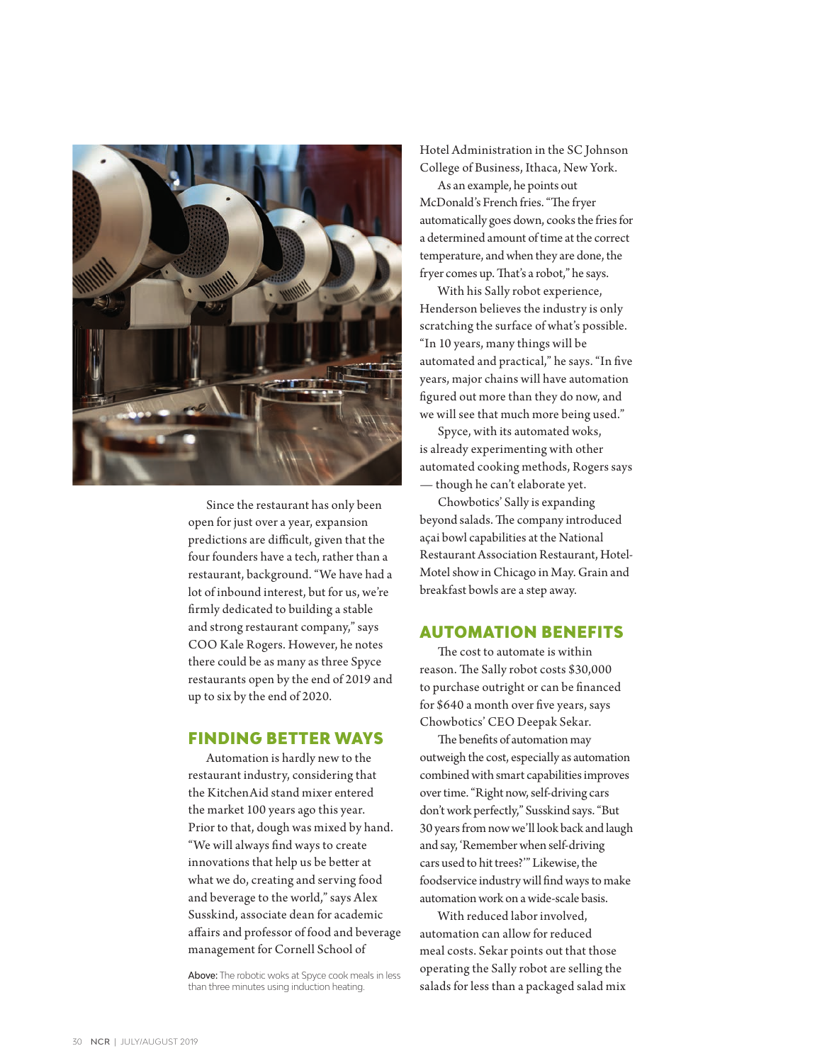Since the restaurant has only been open for just over a year, expansion predictions are difficult, given that the four founders have a tech, rather than a restaurant, background. "We have had a lot of inbound interest, but for us, we're firmly dedicated to building a stable and strong restaurant company," says COO Kale Rogers. However, he notes there could be as many as three Spyce restaurants open by the end of 2019 and up to six by the end of 2020.

## FINDING BETTER WAYS

Automation is hardly new to the restaurant industry, considering that the KitchenAid stand mixer entered the market 100 years ago this year. Prior to that, dough was mixed by hand. "We will always find ways to create innovations that help us be better at what we do, creating and serving food and beverage to the world," says Alex Susskind, associate dean for academic affairs and professor of food and beverage management for Cornell School of Hotel Administration in the SC Johnson College of Business, Ithaca, New York.

As an example, he points out McDonald's French fries. "The fryer automatically goes down, cooks the fries for a determined amount of time at the correct temperature, and when they are done, the fryer comes up. That's a robot," he says.

With his Sally robot experience, Henderson believes the industry is only scratching the surface of what's possible. "In 10 years, many things will be automated and practical," he says. "In five years, major chains will have automation figured out more than they do now, and we will see that much more being used."

Spyce, with its automated woks, is already experimenting with other automated cooking methods, Rogers says — though he can't elaborate yet.

Chowbotics' Sally is expanding beyond salads. The company introduced açai bowl capabilities at the National Restaurant Association Restaurant, Hotel-Motel show in Chicago in May. Grain and breakfast bowls are a step away.

## AUTOMATION BENEFITS

The cost to automate is within reason. The Sally robot costs $30,000 to purchase outright or can be financed for $640 a month over five years, says Chowbotics' CEO Deepak Sekar.

The benefits of automation may outweigh the cost, especially as automation combined with smart capabilities improves over time. "Right now, self-driving cars don't work perfectly," Susskind says. "But 30 years from now we'll look back and laugh and say, 'Remember when self-driving cars used to hit trees?'" Likewise, the foodservice industry will find ways to make automation work on a wide-scale basis.

With reduced labor involved, automation can allow for reduced meal costs. Sekar points out that those operating the Sally robot are selling the salads for less than a packaged salad mix

**Above:** The robotic woks at Spyce cook meals in less than three minutes using induction heating.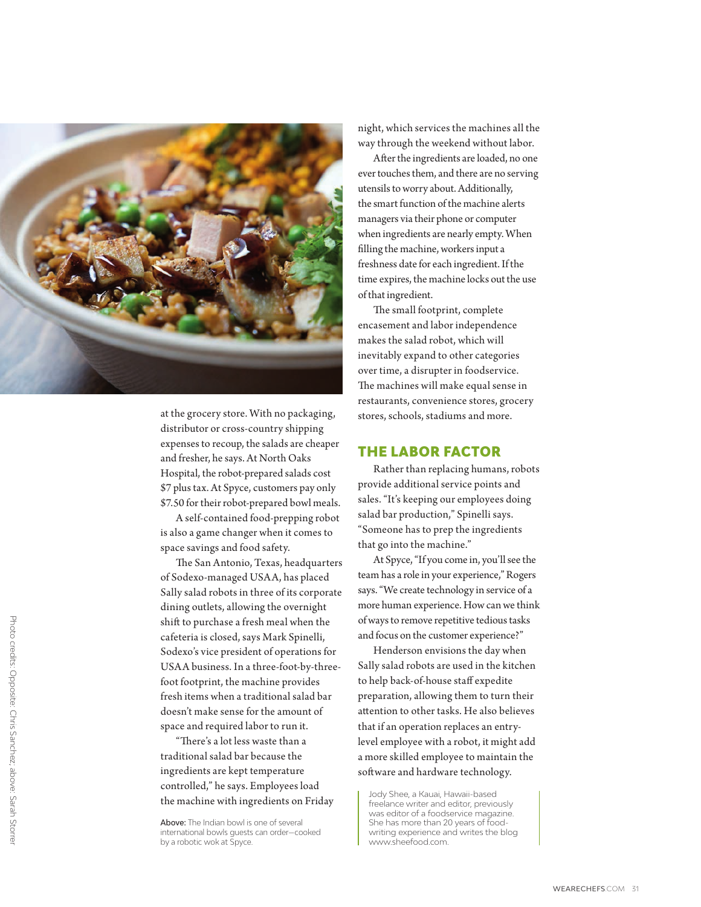at the grocery store. With no packaging, distributor or cross-country shipping expenses to recoup, the salads are cheaper and fresher, he says. At North Oaks Hospital, the robot-prepared salads cost $7 plus tax. At Spyce, customers pay only $7.50 for their robot-prepared bowl meals.

A self-contained food-prepping robot is also a game changer when it comes to space savings and food safety.

The San Antonio, Texas, headquarters of Sodexo-managed USAA, has placed Sally salad robots in three of its corporate dining outlets, allowing the overnight shift to purchase a fresh meal when the cafeteria is closed, says Mark Spinelli, Sodexo's vice president of operations for USAA business. In a three-foot-by-three-foot footprint, the machine provides fresh items when a traditional salad bar doesn't make sense for the amount of space and required labor to run it.

"There's a lot less waste than a traditional salad bar because the ingredients are kept temperature controlled," he says. Employees load the machine with ingredients on Friday night, which services the machines all the way through the weekend without labor.

After the ingredients are loaded, no one ever touches them, and there are no serving utensils to worry about. Additionally, the smart function of the machine alerts managers via their phone or computer when ingredients are nearly empty. When filling the machine, workers input a freshness date for each ingredient. If the time expires, the machine locks out the use of that ingredient.

The small footprint, complete encasement and labor independence makes the salad robot, which will inevitably expand to other categories over time, a disrupter in foodservice. The machines will make equal sense in restaurants, convenience stores, grocery stores, schools, stadiums and more.

## THE LABOR FACTOR

Rather than replacing humans, robots provide additional service points and sales. "It's keeping our employees doing salad bar production," Spinelli says. "Someone has to prep the ingredients that go into the machine."

At Spyce, "If you come in, you'll see the team has a role in your experience," Rogers says. "We create technology in service of a more human experience. How can we think of ways to remove repetitive tedious tasks and focus on the customer experience?"

Henderson envisions the day when Sally salad robots are used in the kitchen to help back-of-house staff expedite preparation, allowing them to turn their attention to other tasks. He also believes that if an operation replaces an entry-level employee with a robot, it might add a more skilled employee to maintain the software and hardware technology.

**Above:** The Indian bowl is one of several international bowls guests can order—cooked by a robotic wok at Spyce.

Jody Shee, a Kauai, Hawaii-based freelance writer and editor, previously was editor of a foodservice magazine. She has more than 20 years of food-writing experience and writes the blog www.sheefood.com.

Photo credits: Opposite: Chris Sanchez; above: Sarah Storrer